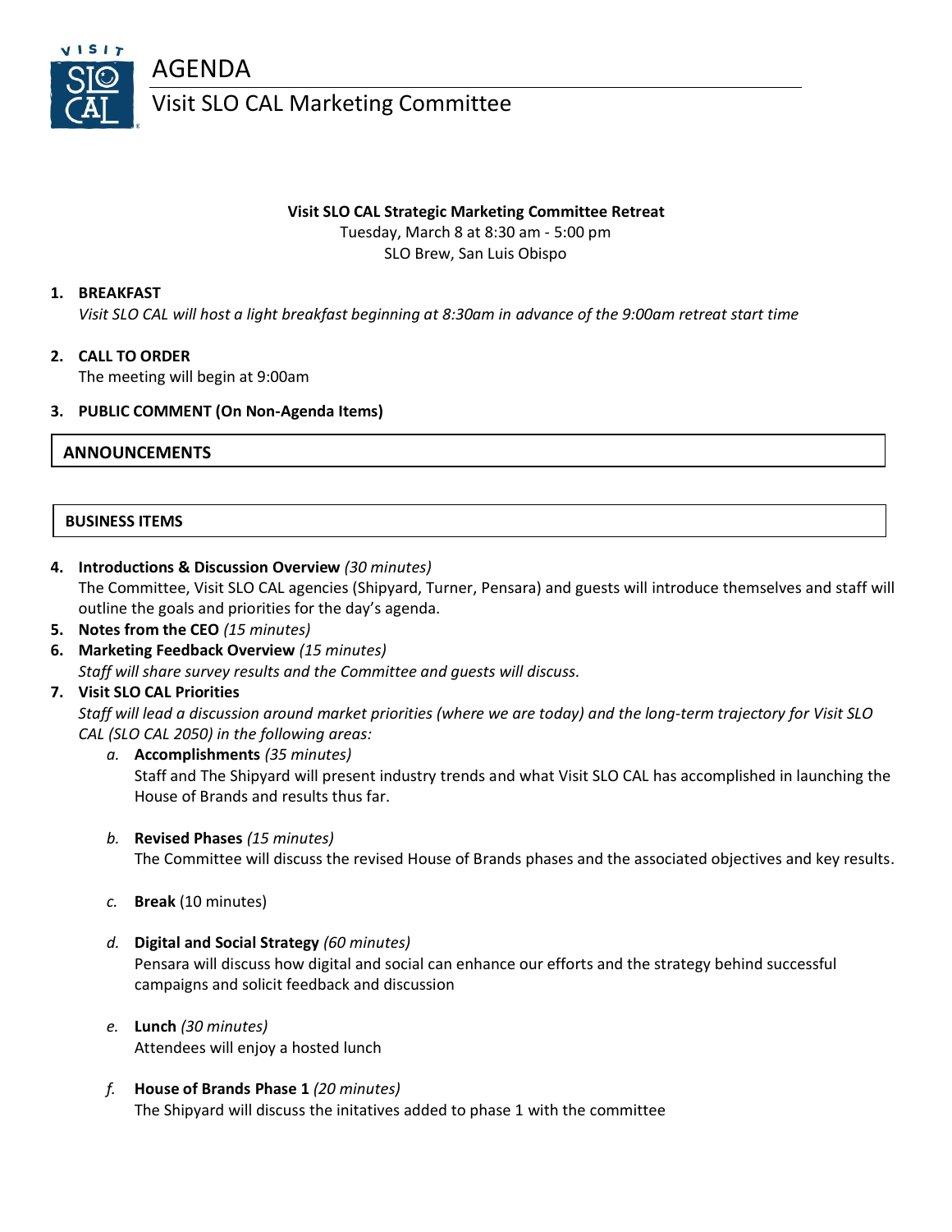# AGENDA

## Visit SLO CAL Marketing Committee

**Visit SLO CAL Strategic Marketing Committee Retreat**
Tuesday, March 8 at 8:30 am - 5:00 pm
SLO Brew, San Luis Obispo

1. **BREAKFAST**
   *Visit SLO CAL will host a light breakfast beginning at 8:30am in advance of the 9:00am retreat start time*

2. **CALL TO ORDER**
   The meeting will begin at 9:00am

3. **PUBLIC COMMENT (On Non-Agenda Items)**

### ANNOUNCEMENTS

### BUSINESS ITEMS

4. **Introductions & Discussion Overview** *(30 minutes)*
   The Committee, Visit SLO CAL agencies (Shipyard, Turner, Pensara) and guests will introduce themselves and staff will outline the goals and priorities for the day's agenda.
5. **Notes from the CEO** *(15 minutes)*
6. **Marketing Feedback Overview** *(15 minutes)*
   *Staff will share survey results and the Committee and guests will discuss.*
7. **Visit SLO CAL Priorities**
   *Staff will lead a discussion around market priorities (where we are today) and the long-term trajectory for Visit SLO CAL (SLO CAL 2050) in the following areas:*
   a. **Accomplishments** *(35 minutes)*
      Staff and The Shipyard will present industry trends and what Visit SLO CAL has accomplished in launching the House of Brands and results thus far.

   b. **Revised Phases** *(15 minutes)*
      The Committee will discuss the revised House of Brands phases and the associated objectives and key results.

   c. **Break** (10 minutes)

   d. **Digital and Social Strategy** *(60 minutes)*
      Pensara will discuss how digital and social can enhance our efforts and the strategy behind successful campaigns and solicit feedback and discussion

   e. **Lunch** *(30 minutes)*
      Attendees will enjoy a hosted lunch

   f. **House of Brands Phase 1** *(20 minutes)*
      The Shipyard will discuss the initatives added to phase 1 with the committee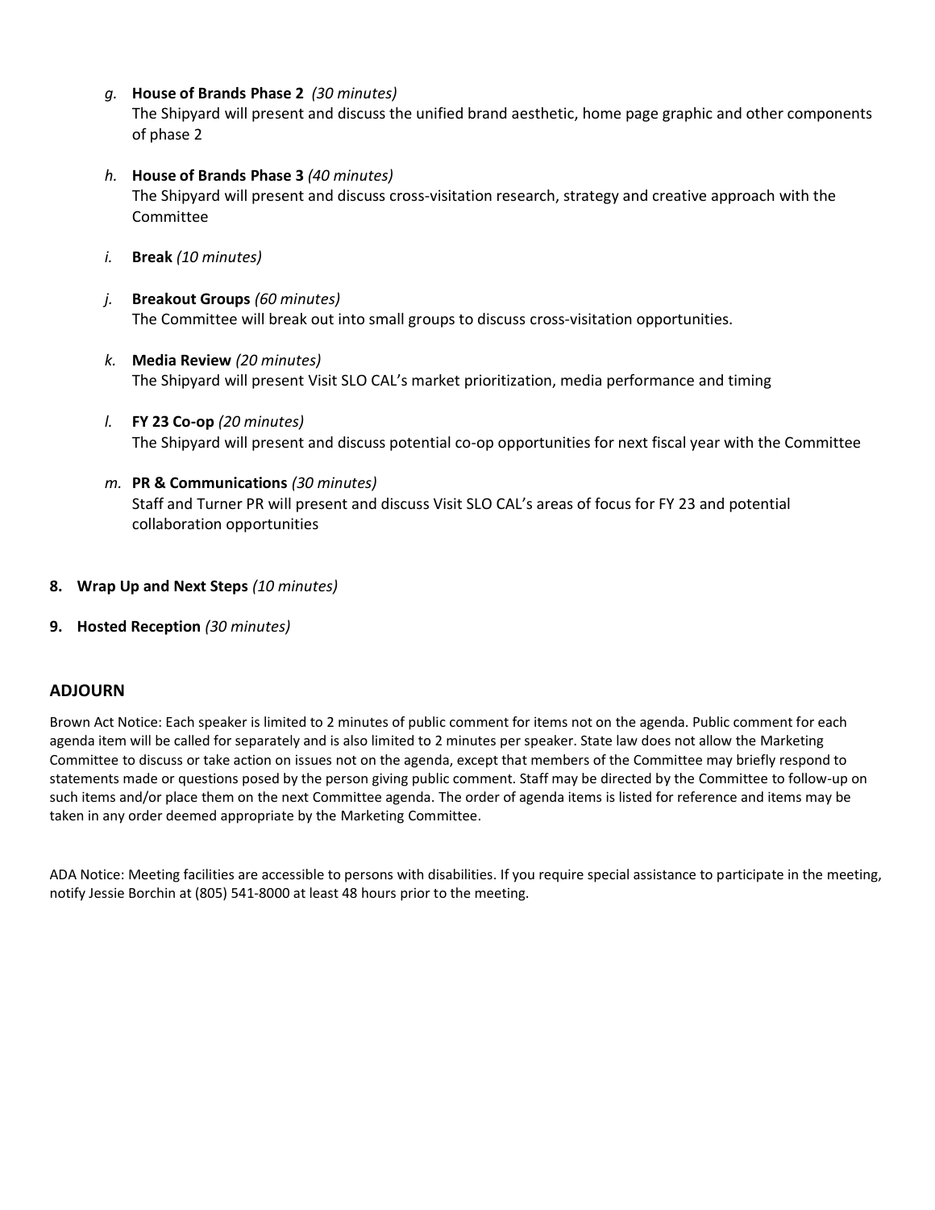g. **House of Brands Phase 2** *(30 minutes)*
   The Shipyard will present and discuss the unified brand aesthetic, home page graphic and other components of phase 2

h. **House of Brands Phase 3** *(40 minutes)*
   The Shipyard will present and discuss cross-visitation research, strategy and creative approach with the Committee

i. **Break** *(10 minutes)*

j. **Breakout Groups** *(60 minutes)*
   The Committee will break out into small groups to discuss cross-visitation opportunities.

k. **Media Review** *(20 minutes)*
   The Shipyard will present Visit SLO CAL's market prioritization, media performance and timing

l. **FY 23 Co-op** *(20 minutes)*
   The Shipyard will present and discuss potential co-op opportunities for next fiscal year with the Committee

m. **PR & Communications** *(30 minutes)*
   Staff and Turner PR will present and discuss Visit SLO CAL's areas of focus for FY 23 and potential collaboration opportunities

8. **Wrap Up and Next Steps** *(10 minutes)*

9. **Hosted Reception** *(30 minutes)*

## ADJOURN

Brown Act Notice: Each speaker is limited to 2 minutes of public comment for items not on the agenda. Public comment for each agenda item will be called for separately and is also limited to 2 minutes per speaker. State law does not allow the Marketing Committee to discuss or take action on issues not on the agenda, except that members of the Committee may briefly respond to statements made or questions posed by the person giving public comment. Staff may be directed by the Committee to follow-up on such items and/or place them on the next Committee agenda. The order of agenda items is listed for reference and items may be taken in any order deemed appropriate by the Marketing Committee.

ADA Notice: Meeting facilities are accessible to persons with disabilities. If you require special assistance to participate in the meeting, notify Jessie Borchin at (805) 541-8000 at least 48 hours prior to the meeting.